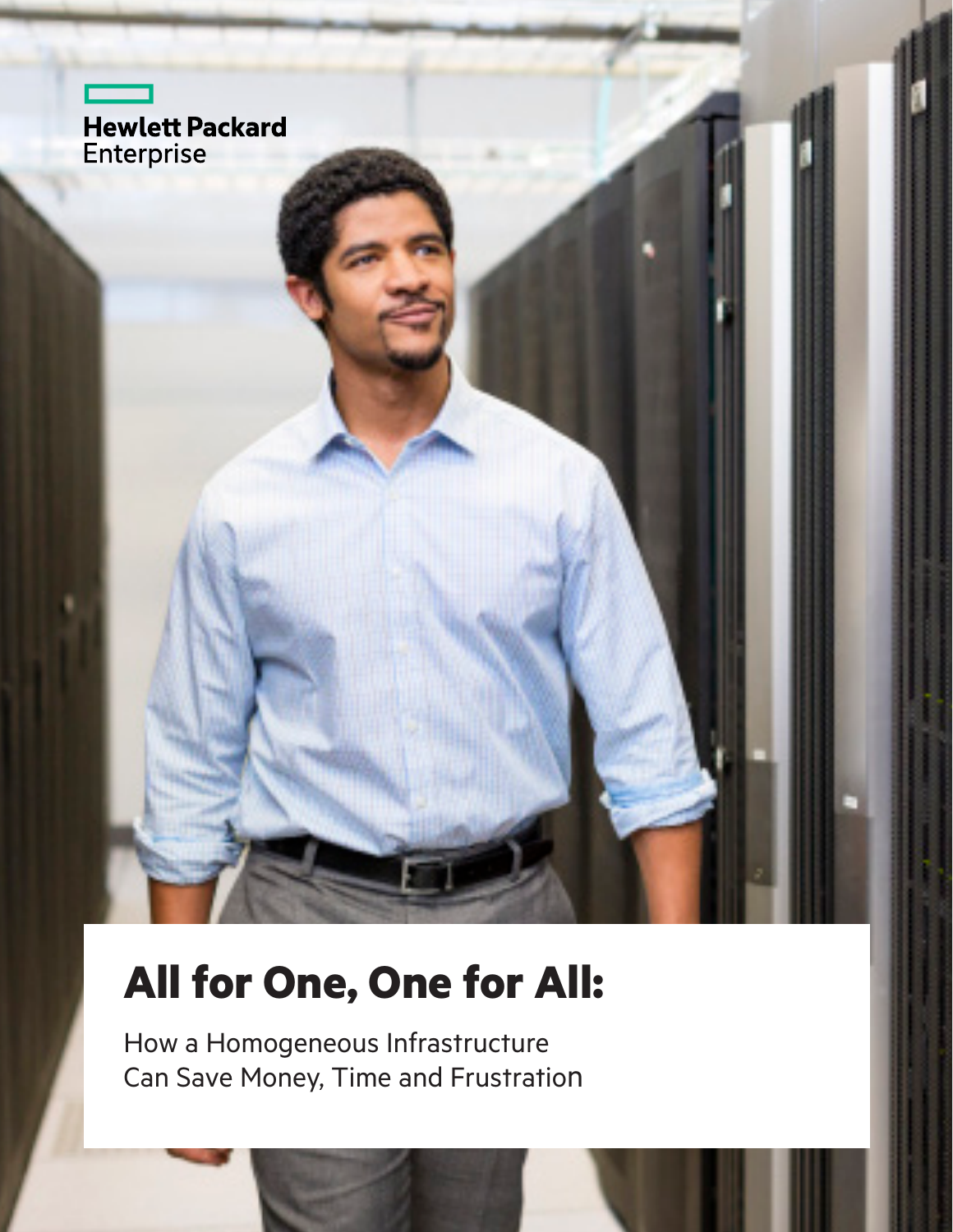Hewlett Packard
Enterprise

# All for One, One for All:

How a Homogeneous Infrastructure
Can Save Money, Time and Frustration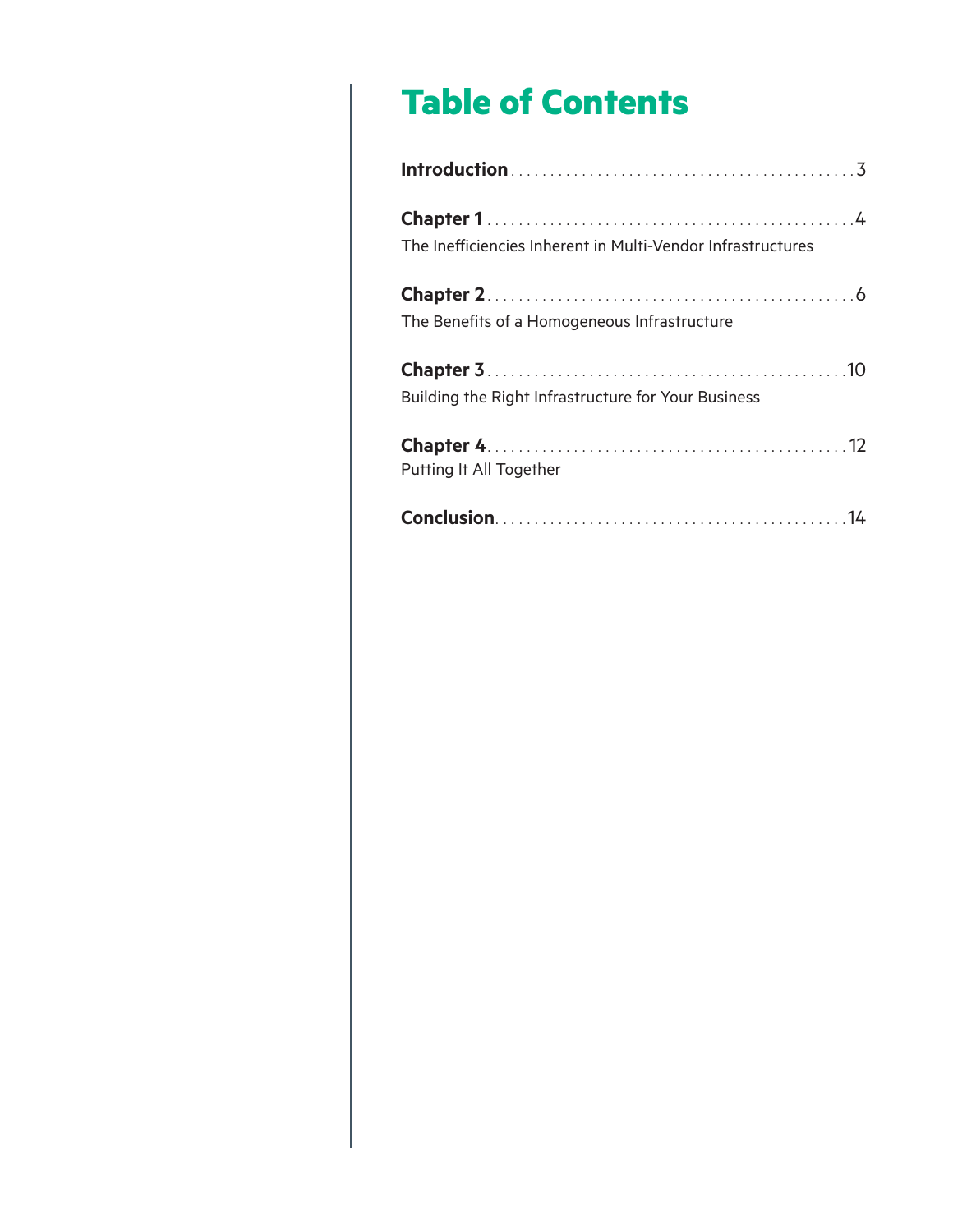# Table of Contents

**Introduction** . . . . . . . . . . . . . . . . . . . . . . . . . . . . . . . . . . . . . . . . . . . 3

**Chapter 1** . . . . . . . . . . . . . . . . . . . . . . . . . . . . . . . . . . . . . . . . . . . . . 4
The Inefficiencies Inherent in Multi-Vendor Infrastructures

**Chapter 2** . . . . . . . . . . . . . . . . . . . . . . . . . . . . . . . . . . . . . . . . . . . . . 6
The Benefits of a Homogeneous Infrastructure

**Chapter 3** . . . . . . . . . . . . . . . . . . . . . . . . . . . . . . . . . . . . . . . . . . . . 10
Building the Right Infrastructure for Your Business

**Chapter 4** . . . . . . . . . . . . . . . . . . . . . . . . . . . . . . . . . . . . . . . . . . . . 12
Putting It All Together

**Conclusion** . . . . . . . . . . . . . . . . . . . . . . . . . . . . . . . . . . . . . . . . . . . 14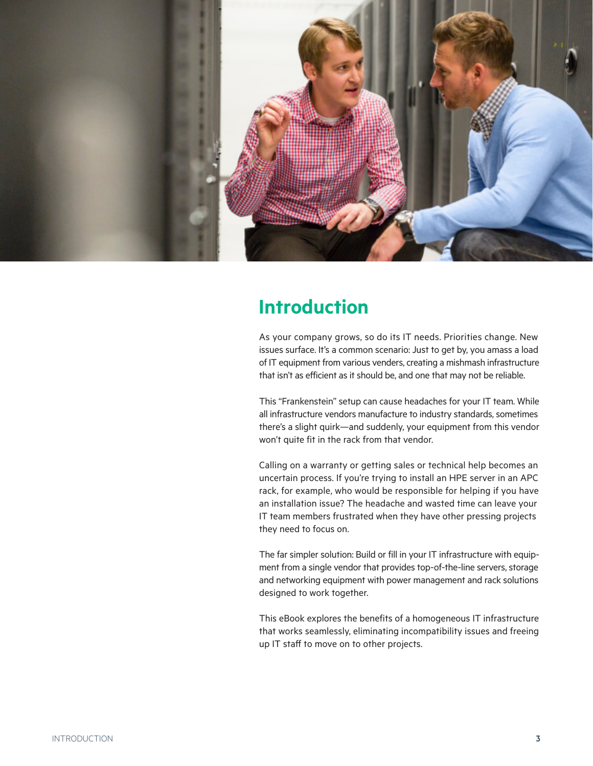# Introduction

As your company grows, so do its IT needs. Priorities change. New issues surface. It's a common scenario: Just to get by, you amass a load of IT equipment from various venders, creating a mishmash infrastructure that isn't as efficient as it should be, and one that may not be reliable.

This "Frankenstein" setup can cause headaches for your IT team. While all infrastructure vendors manufacture to industry standards, sometimes there's a slight quirk—and suddenly, your equipment from this vendor won't quite fit in the rack from that vendor.

Calling on a warranty or getting sales or technical help becomes an uncertain process. If you're trying to install an HPE server in an APC rack, for example, who would be responsible for helping if you have an installation issue? The headache and wasted time can leave your IT team members frustrated when they have other pressing projects they need to focus on.

The far simpler solution: Build or fill in your IT infrastructure with equipment from a single vendor that provides top-of-the-line servers, storage and networking equipment with power management and rack solutions designed to work together.

This eBook explores the benefits of a homogeneous IT infrastructure that works seamlessly, eliminating incompatibility issues and freeing up IT staff to move on to other projects.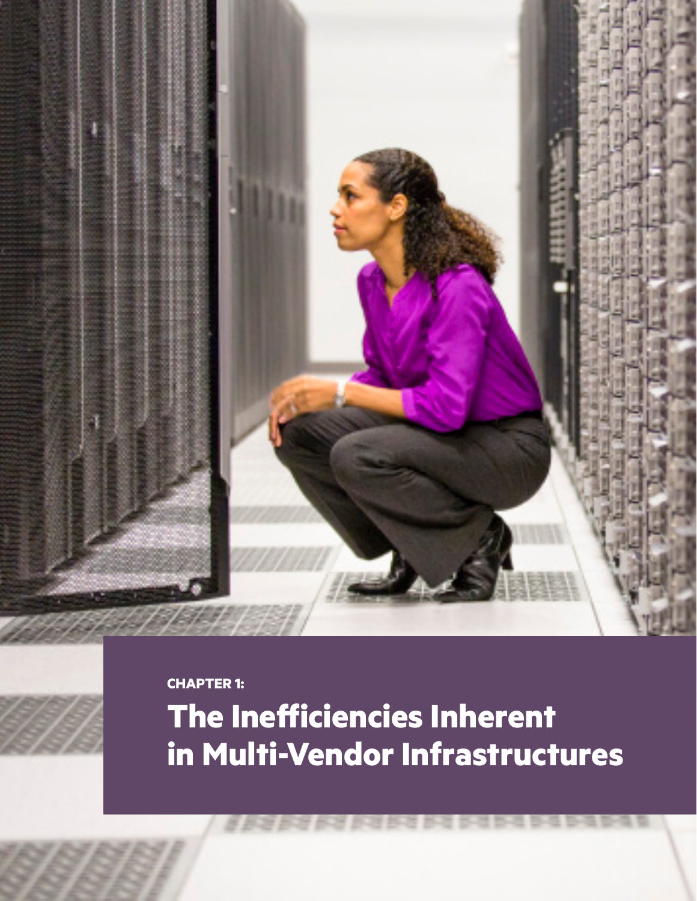CHAPTER 1:

# The Inefficiencies Inherent in Multi-Vendor Infrastructures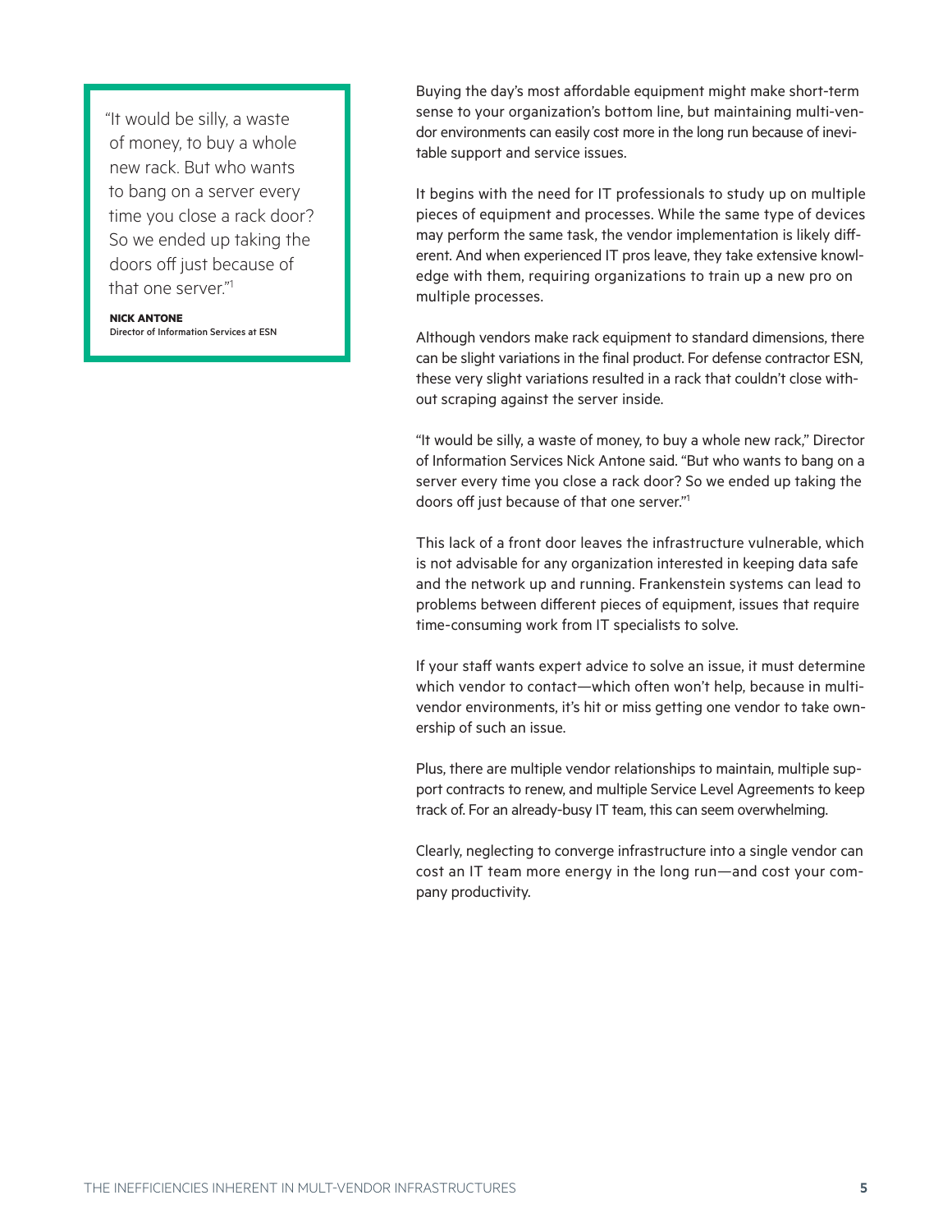> "It would be silly, a waste of money, to buy a whole new rack. But who wants to bang on a server every time you close a rack door? So we ended up taking the doors off just because of that one server."[1]
>
> **NICK ANTONE**
> Director of Information Services at ESN

Buying the day's most affordable equipment might make short-term sense to your organization's bottom line, but maintaining multi-vendor environments can easily cost more in the long run because of inevitable support and service issues.

It begins with the need for IT professionals to study up on multiple pieces of equipment and processes. While the same type of devices may perform the same task, the vendor implementation is likely different. And when experienced IT pros leave, they take extensive knowledge with them, requiring organizations to train up a new pro on multiple processes.

Although vendors make rack equipment to standard dimensions, there can be slight variations in the final product. For defense contractor ESN, these very slight variations resulted in a rack that couldn't close without scraping against the server inside.

"It would be silly, a waste of money, to buy a whole new rack," Director of Information Services Nick Antone said. "But who wants to bang on a server every time you close a rack door? So we ended up taking the doors off just because of that one server."[1]

This lack of a front door leaves the infrastructure vulnerable, which is not advisable for any organization interested in keeping data safe and the network up and running. Frankenstein systems can lead to problems between different pieces of equipment, issues that require time-consuming work from IT specialists to solve.

If your staff wants expert advice to solve an issue, it must determine which vendor to contact—which often won't help, because in multi-vendor environments, it's hit or miss getting one vendor to take ownership of such an issue.

Plus, there are multiple vendor relationships to maintain, multiple support contracts to renew, and multiple Service Level Agreements to keep track of. For an already-busy IT team, this can seem overwhelming.

Clearly, neglecting to converge infrastructure into a single vendor can cost an IT team more energy in the long run—and cost your company productivity.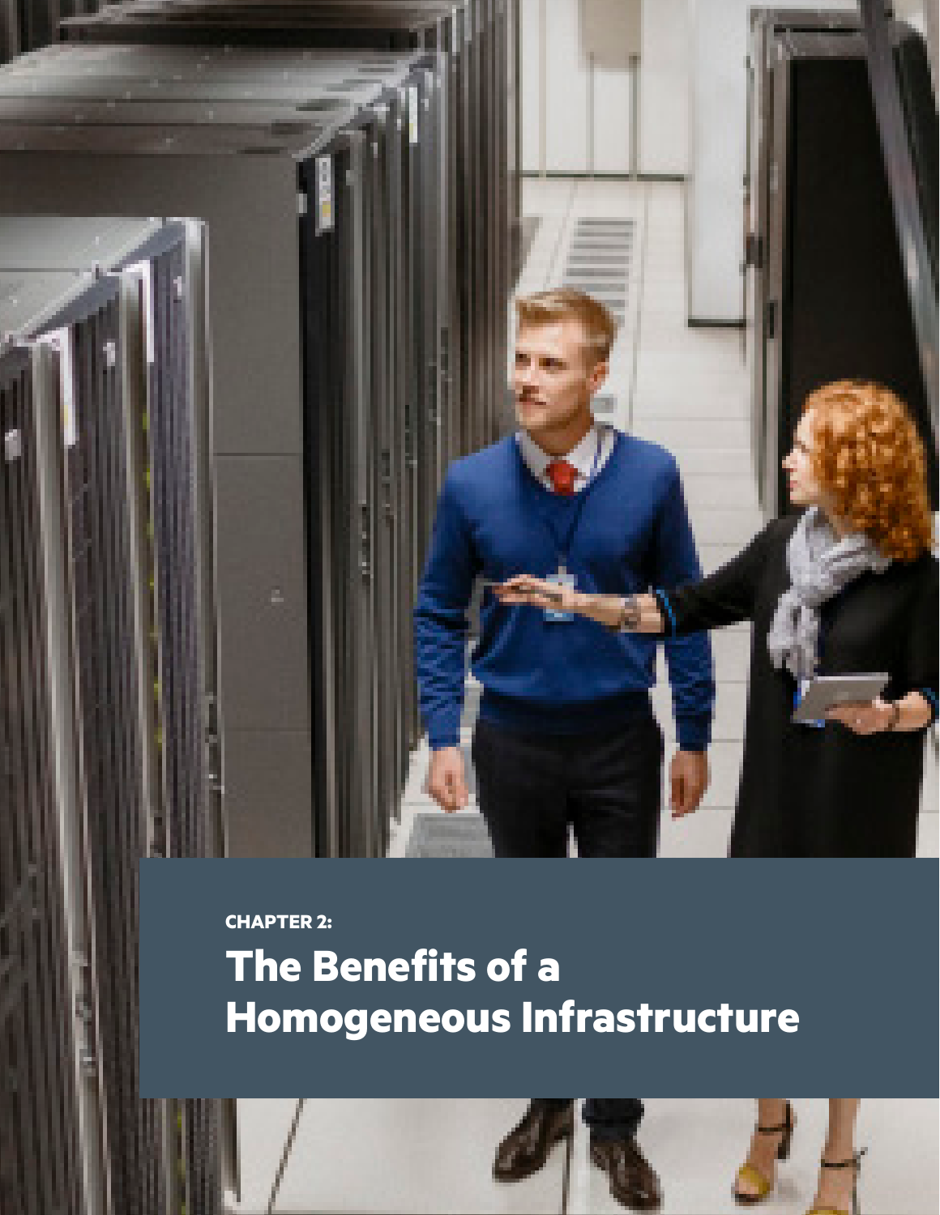**CHAPTER 2:**

# The Benefits of a Homogeneous Infrastructure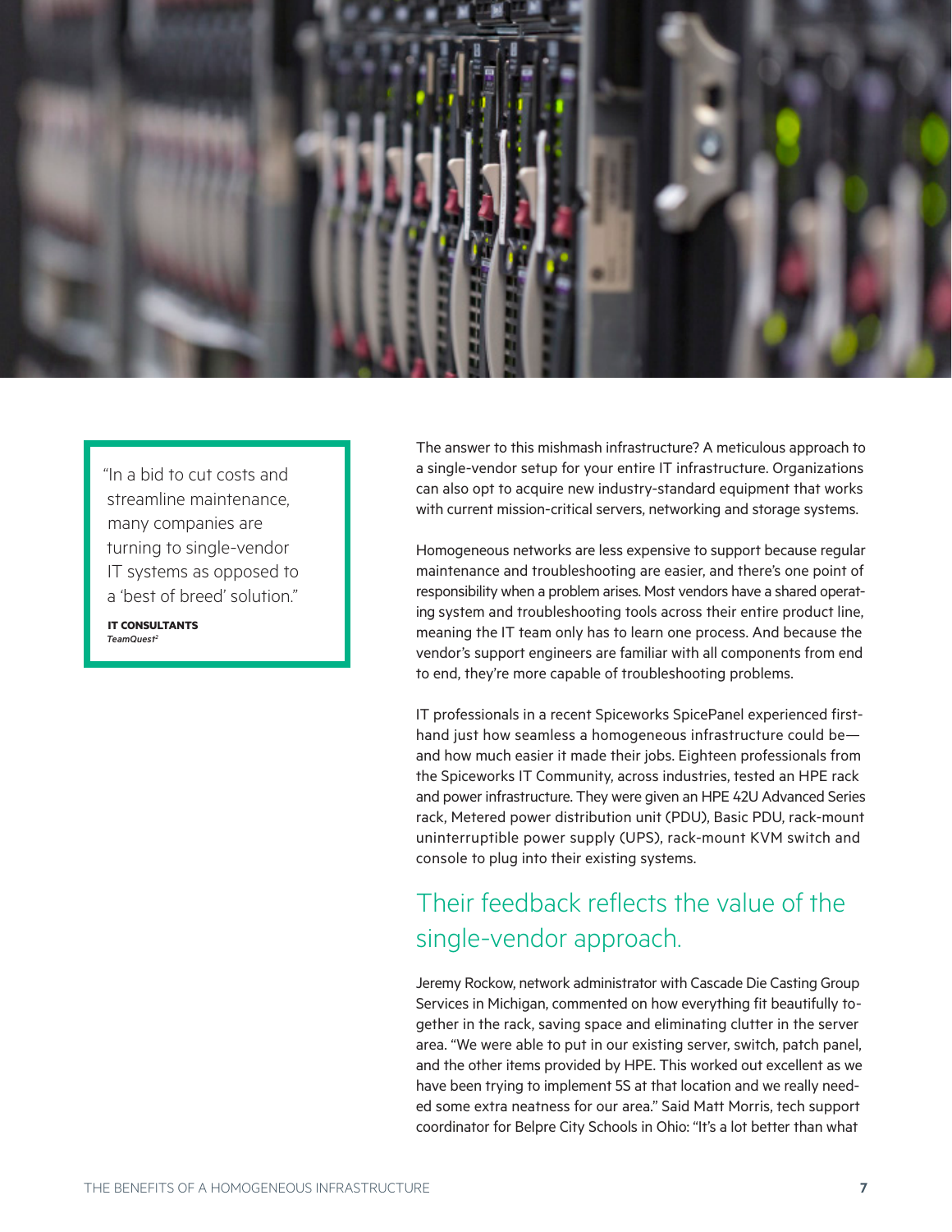> "In a bid to cut costs and streamline maintenance, many companies are turning to single-vendor IT systems as opposed to a 'best of breed' solution."
>
> **IT CONSULTANTS**
> *TeamQuest*[2]

The answer to this mishmash infrastructure? A meticulous approach to a single-vendor setup for your entire IT infrastructure. Organizations can also opt to acquire new industry-standard equipment that works with current mission-critical servers, networking and storage systems.

Homogeneous networks are less expensive to support because regular maintenance and troubleshooting are easier, and there's one point of responsibility when a problem arises. Most vendors have a shared operating system and troubleshooting tools across their entire product line, meaning the IT team only has to learn one process. And because the vendor's support engineers are familiar with all components from end to end, they're more capable of troubleshooting problems.

IT professionals in a recent Spiceworks SpicePanel experienced first-hand just how seamless a homogeneous infrastructure could be—and how much easier it made their jobs. Eighteen professionals from the Spiceworks IT Community, across industries, tested an HPE rack and power infrastructure. They were given an HPE 42U Advanced Series rack, Metered power distribution unit (PDU), Basic PDU, rack-mount uninterruptible power supply (UPS), rack-mount KVM switch and console to plug into their existing systems.

## Their feedback reflects the value of the single-vendor approach.

Jeremy Rockow, network administrator with Cascade Die Casting Group Services in Michigan, commented on how everything fit beautifully together in the rack, saving space and eliminating clutter in the server area. "We were able to put in our existing server, switch, patch panel, and the other items provided by HPE. This worked out excellent as we have been trying to implement 5S at that location and we really needed some extra neatness for our area." Said Matt Morris, tech support coordinator for Belpre City Schools in Ohio: "It's a lot better than what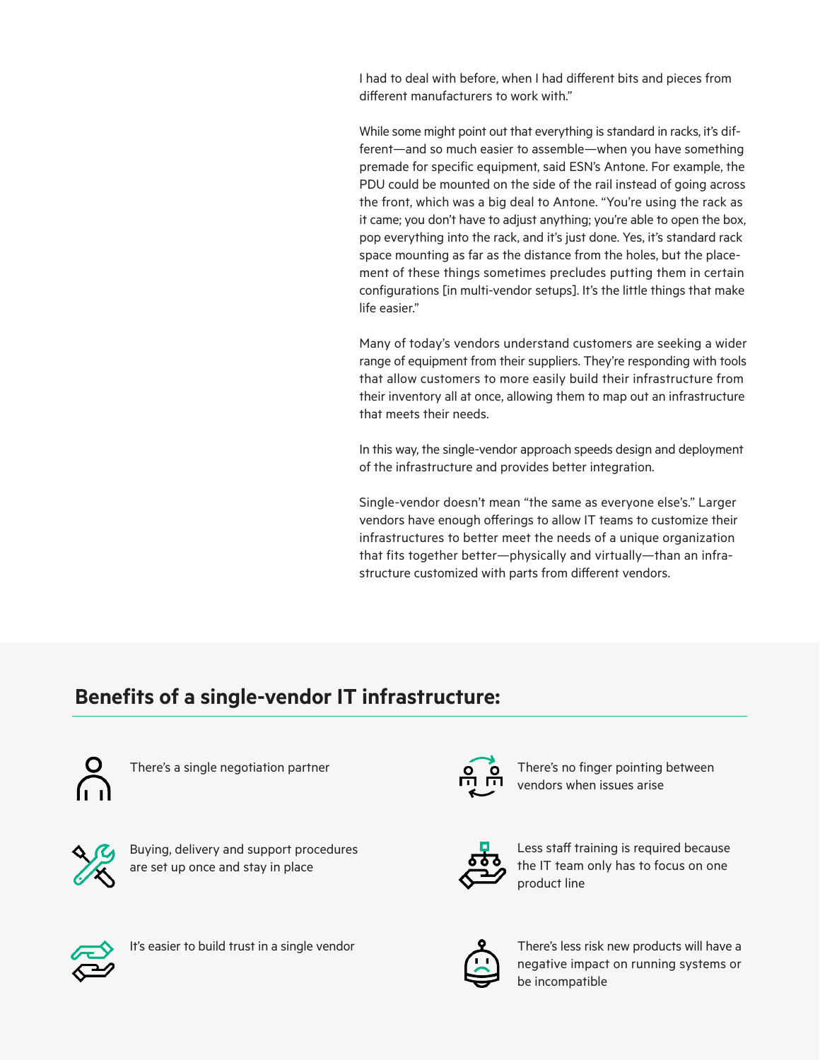I had to deal with before, when I had different bits and pieces from different manufacturers to work with."

While some might point out that everything is standard in racks, it's different—and so much easier to assemble—when you have something premade for specific equipment, said ESN's Antone. For example, the PDU could be mounted on the side of the rail instead of going across the front, which was a big deal to Antone. "You're using the rack as it came; you don't have to adjust anything; you're able to open the box, pop everything into the rack, and it's just done. Yes, it's standard rack space mounting as far as the distance from the holes, but the placement of these things sometimes precludes putting them in certain configurations [in multi-vendor setups]. It's the little things that make life easier."

Many of today's vendors understand customers are seeking a wider range of equipment from their suppliers. They're responding with tools that allow customers to more easily build their infrastructure from their inventory all at once, allowing them to map out an infrastructure that meets their needs.

In this way, the single-vendor approach speeds design and deployment of the infrastructure and provides better integration.

Single-vendor doesn't mean "the same as everyone else's." Larger vendors have enough offerings to allow IT teams to customize their infrastructures to better meet the needs of a unique organization that fits together better—physically and virtually—than an infrastructure customized with parts from different vendors.

## Benefits of a single-vendor IT infrastructure:

- There's a single negotiation partner
- Buying, delivery and support procedures are set up once and stay in place
- It's easier to build trust in a single vendor
- There's no finger pointing between vendors when issues arise
- Less staff training is required because the IT team only has to focus on one product line
- There's less risk new products will have a negative impact on running systems or be incompatible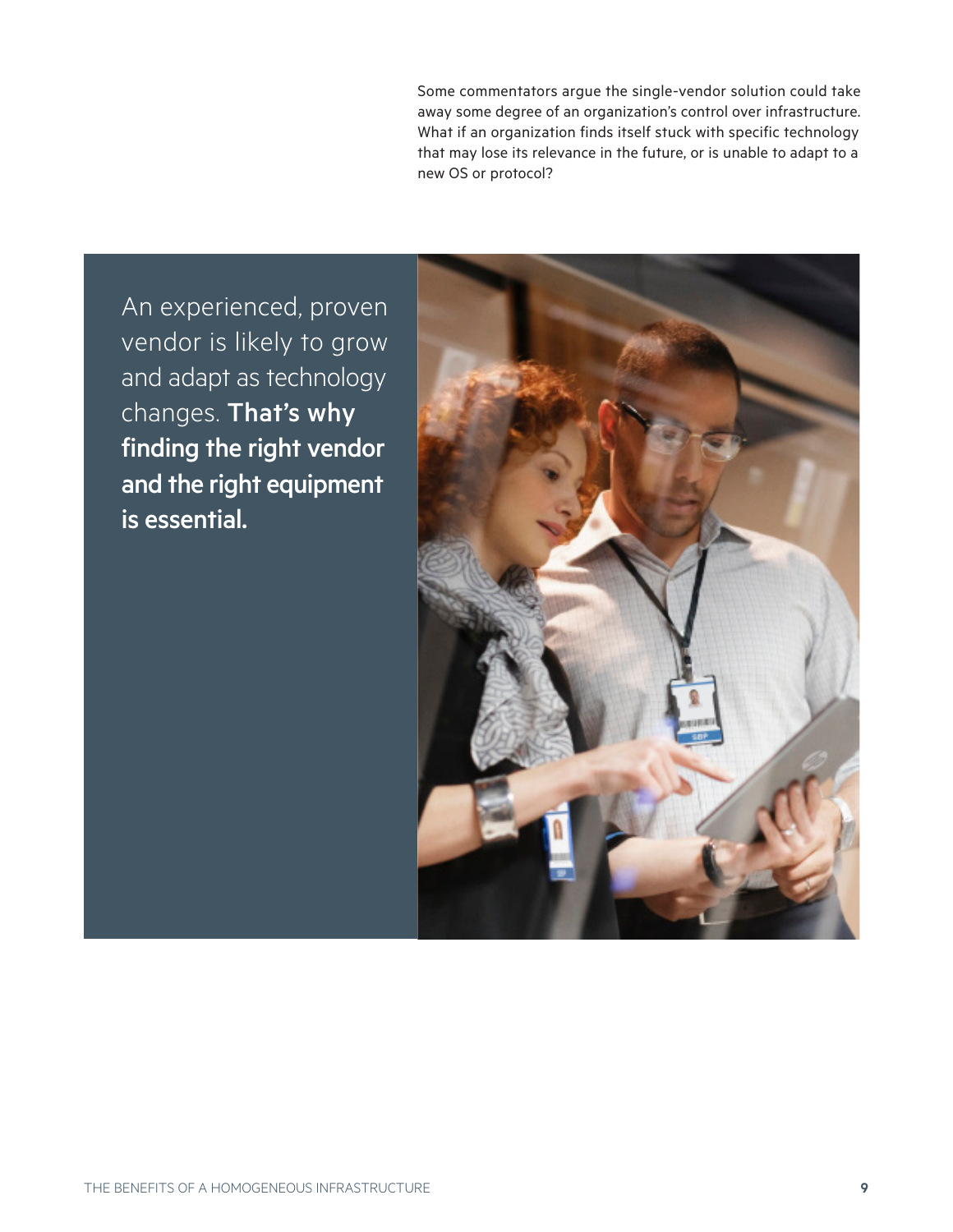Some commentators argue the single-vendor solution could take away some degree of an organization's control over infrastructure. What if an organization finds itself stuck with specific technology that may lose its relevance in the future, or is unable to adapt to a new OS or protocol?

An experienced, proven vendor is likely to grow and adapt as technology changes. **That's why finding the right vendor and the right equipment is essential.**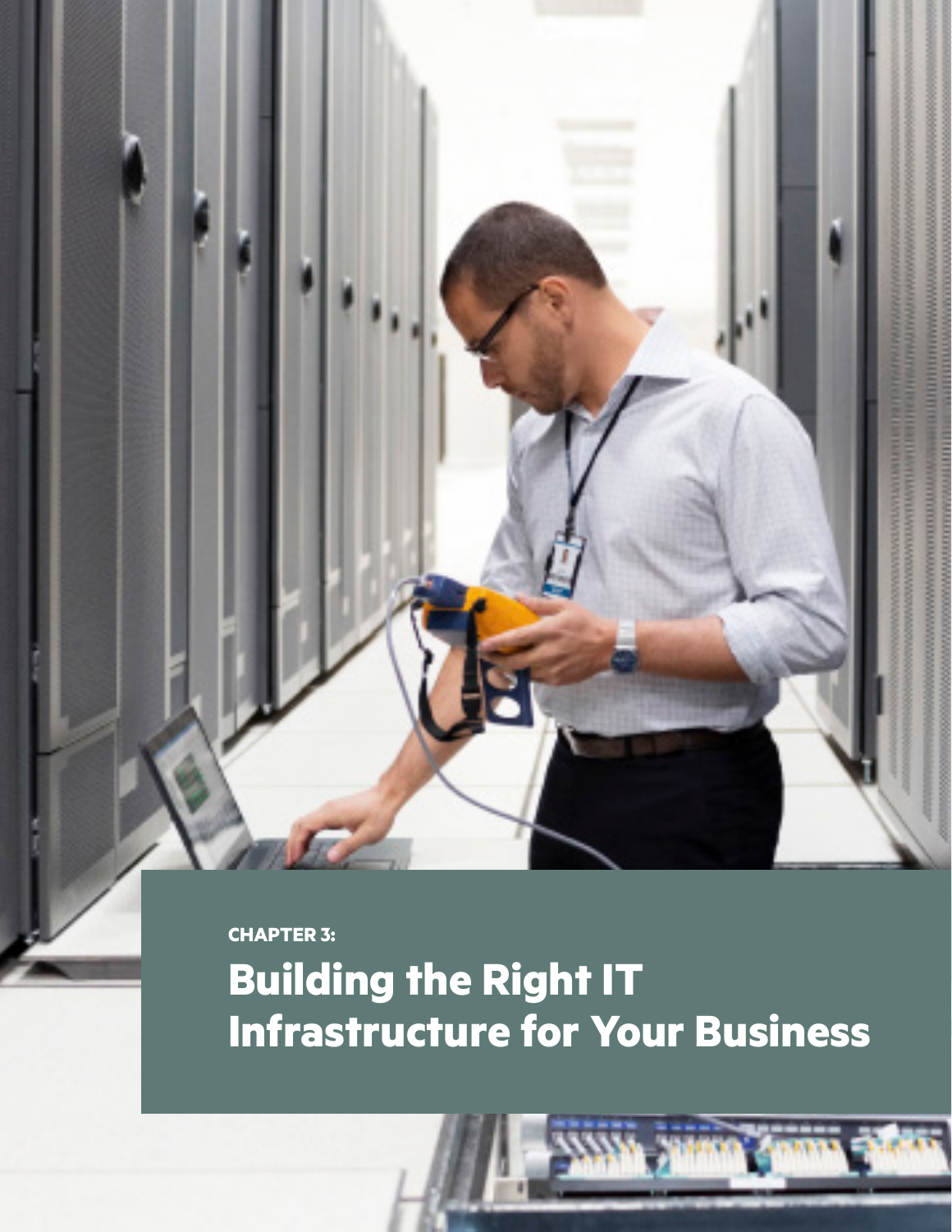CHAPTER 3:

# Building the Right IT Infrastructure for Your Business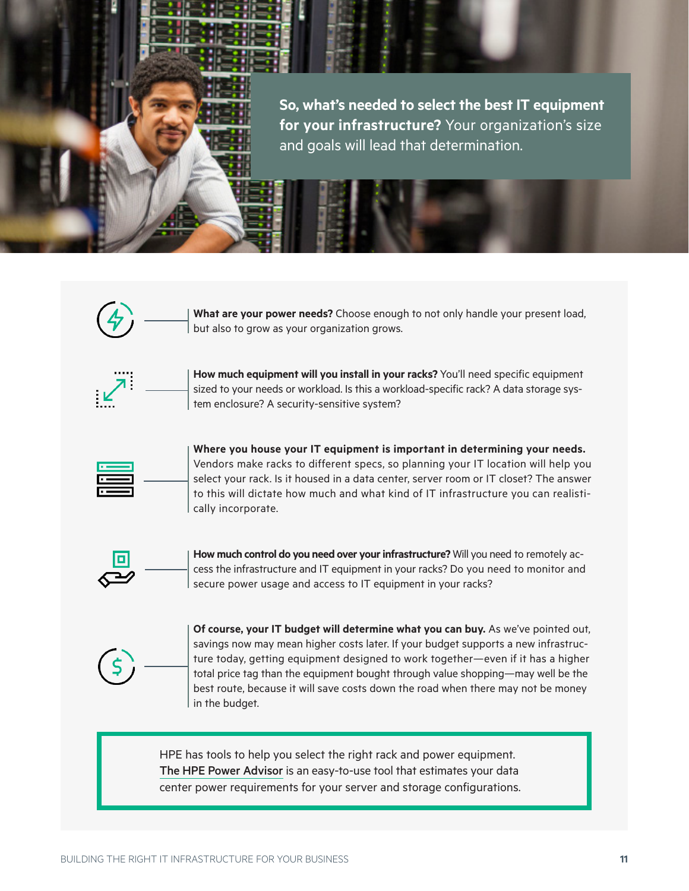**So, what's needed to select the best IT equipment for your infrastructure?** Your organization's size and goals will lead that determination.

**What are your power needs?** Choose enough to not only handle your present load, but also to grow as your organization grows.

**How much equipment will you install in your racks?** You'll need specific equipment sized to your needs or workload. Is this a workload-specific rack? A data storage system enclosure? A security-sensitive system?

**Where you house your IT equipment is important in determining your needs.** Vendors make racks to different specs, so planning your IT location will help you select your rack. Is it housed in a data center, server room or IT closet? The answer to this will dictate how much and what kind of IT infrastructure you can realistically incorporate.

**How much control do you need over your infrastructure?** Will you need to remotely access the infrastructure and IT equipment in your racks? Do you need to monitor and secure power usage and access to IT equipment in your racks?

**Of course, your IT budget will determine what you can buy.** As we've pointed out, savings now may mean higher costs later. If your budget supports a new infrastructure today, getting equipment designed to work together—even if it has a higher total price tag than the equipment bought through value shopping—may well be the best route, because it will save costs down the road when there may not be money in the budget.

> HPE has tools to help you select the right rack and power equipment. The HPE Power Advisor is an easy-to-use tool that estimates your data center power requirements for your server and storage configurations.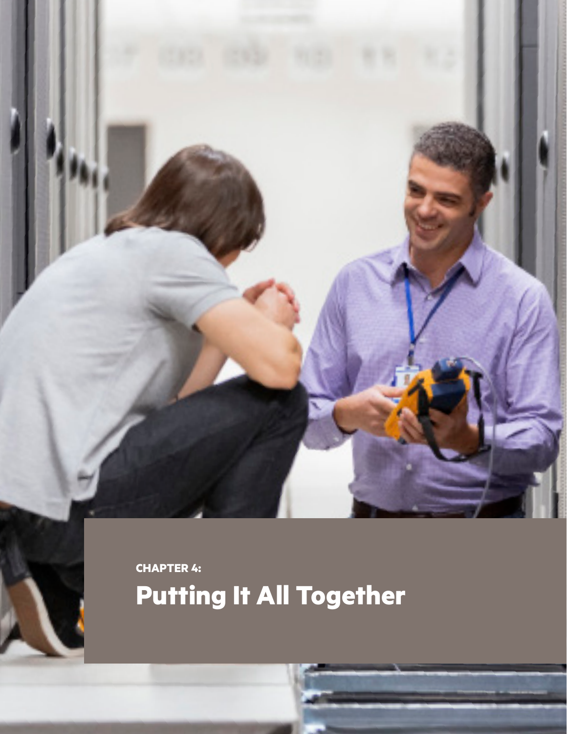**CHAPTER 4:**

# Putting It All Together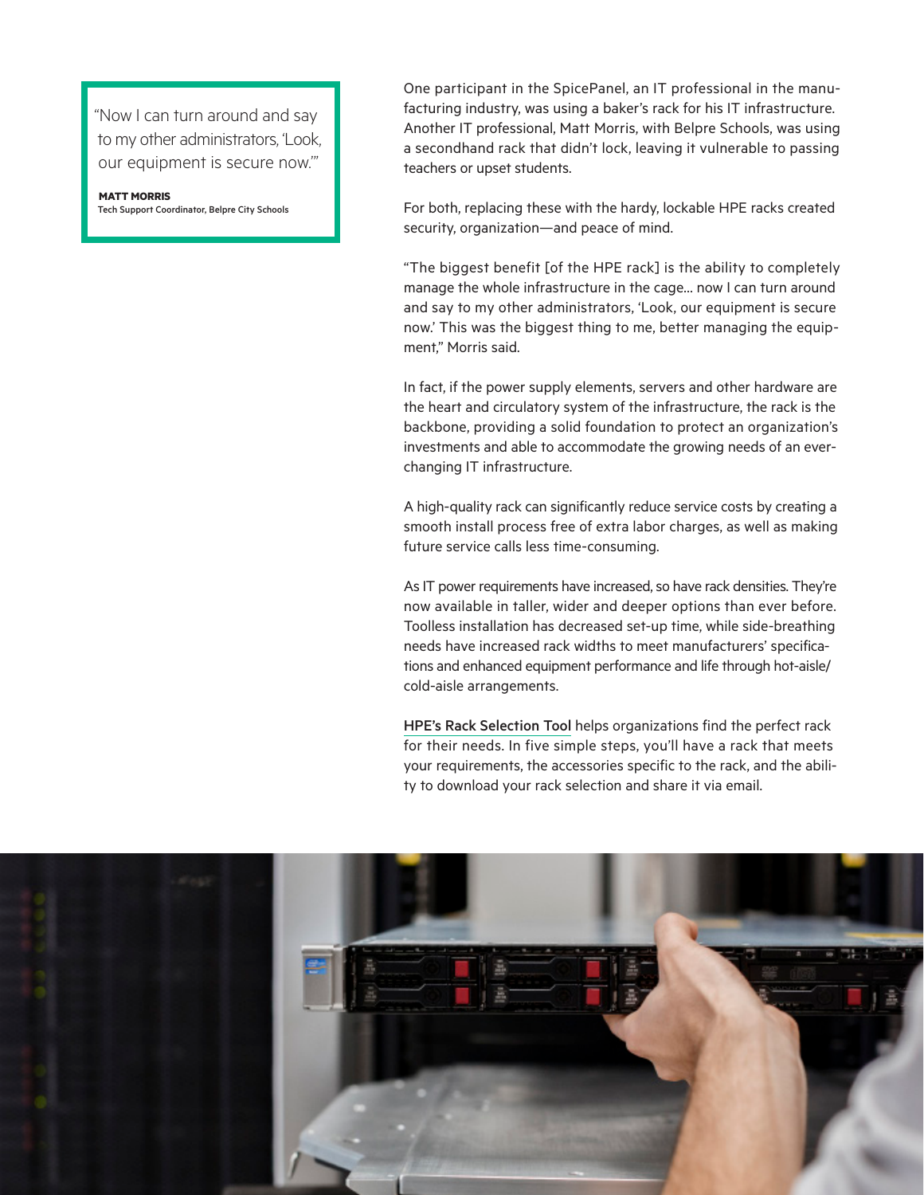> "Now I can turn around and say to my other administrators, 'Look, our equipment is secure now.'"
>
> **MATT MORRIS**
> Tech Support Coordinator, Belpre City Schools

One participant in the SpicePanel, an IT professional in the manufacturing industry, was using a baker's rack for his IT infrastructure. Another IT professional, Matt Morris, with Belpre Schools, was using a secondhand rack that didn't lock, leaving it vulnerable to passing teachers or upset students.

For both, replacing these with the hardy, lockable HPE racks created security, organization—and peace of mind.

"The biggest benefit [of the HPE rack] is the ability to completely manage the whole infrastructure in the cage... now I can turn around and say to my other administrators, 'Look, our equipment is secure now.' This was the biggest thing to me, better managing the equipment," Morris said.

In fact, if the power supply elements, servers and other hardware are the heart and circulatory system of the infrastructure, the rack is the backbone, providing a solid foundation to protect an organization's investments and able to accommodate the growing needs of an ever-changing IT infrastructure.

A high-quality rack can significantly reduce service costs by creating a smooth install process free of extra labor charges, as well as making future service calls less time-consuming.

As IT power requirements have increased, so have rack densities. They're now available in taller, wider and deeper options than ever before. Toolless installation has decreased set-up time, while side-breathing needs have increased rack widths to meet manufacturers' specifications and enhanced equipment performance and life through hot-aisle/cold-aisle arrangements.

HPE's Rack Selection Tool helps organizations find the perfect rack for their needs. In five simple steps, you'll have a rack that meets your requirements, the accessories specific to the rack, and the ability to download your rack selection and share it via email.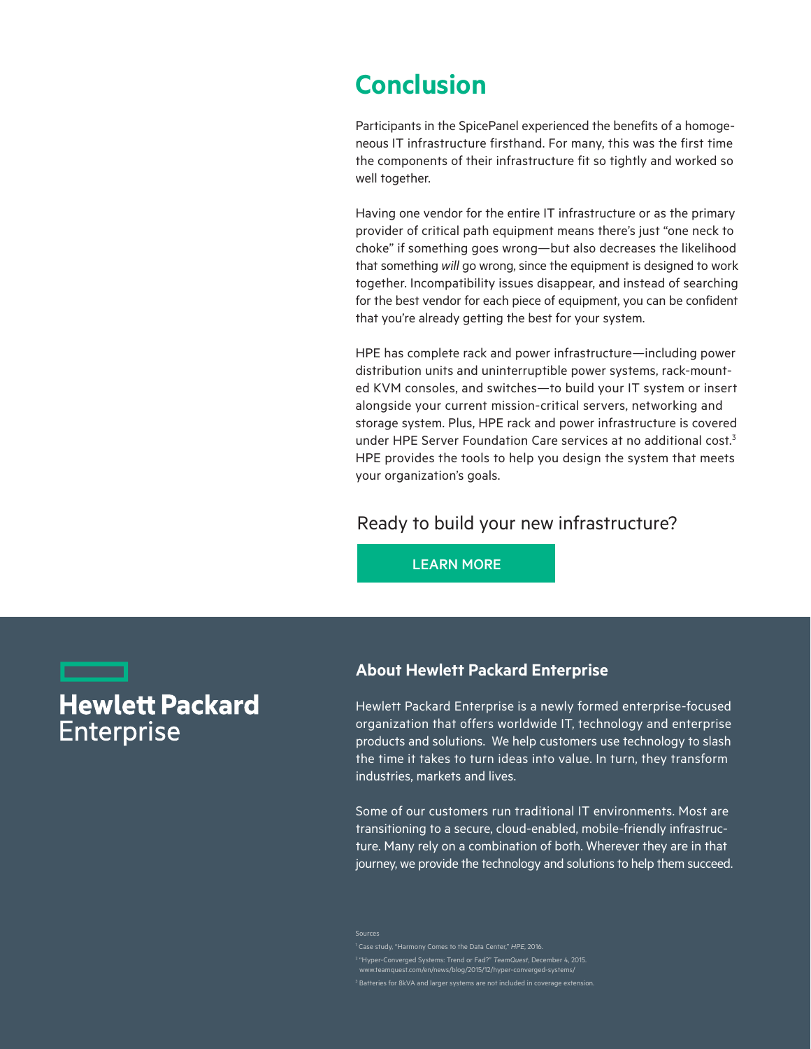## Conclusion

Participants in the SpicePanel experienced the benefits of a homogeneous IT infrastructure firsthand. For many, this was the first time the components of their infrastructure fit so tightly and worked so well together.

Having one vendor for the entire IT infrastructure or as the primary provider of critical path equipment means there's just "one neck to choke" if something goes wrong—but also decreases the likelihood that something *will* go wrong, since the equipment is designed to work together. Incompatibility issues disappear, and instead of searching for the best vendor for each piece of equipment, you can be confident that you're already getting the best for your system.

HPE has complete rack and power infrastructure—including power distribution units and uninterruptible power systems, rack-mounted KVM consoles, and switches—to build your IT system or insert alongside your current mission-critical servers, networking and storage system. Plus, HPE rack and power infrastructure is covered under HPE Server Foundation Care services at no additional cost.[3] HPE provides the tools to help you design the system that meets your organization's goals.

Ready to build your new infrastructure?

LEARN MORE

**Hewlett Packard Enterprise**

### About Hewlett Packard Enterprise

Hewlett Packard Enterprise is a newly formed enterprise-focused organization that offers worldwide IT, technology and enterprise products and solutions. We help customers use technology to slash the time it takes to turn ideas into value. In turn, they transform industries, markets and lives.

Some of our customers run traditional IT environments. Most are transitioning to a secure, cloud-enabled, mobile-friendly infrastructure. Many rely on a combination of both. Wherever they are in that journey, we provide the technology and solutions to help them succeed.

Sources

[1] Case study, "Harmony Comes to the Data Center," *HPE*, 2016.

[2] "Hyper-Converged Systems: Trend or Fad?" *TeamQuest*, December 4, 2015. www.teamquest.com/en/news/blog/2015/12/hyper-converged-systems/

[3] Batteries for 8kVA and larger systems are not included in coverage extension.